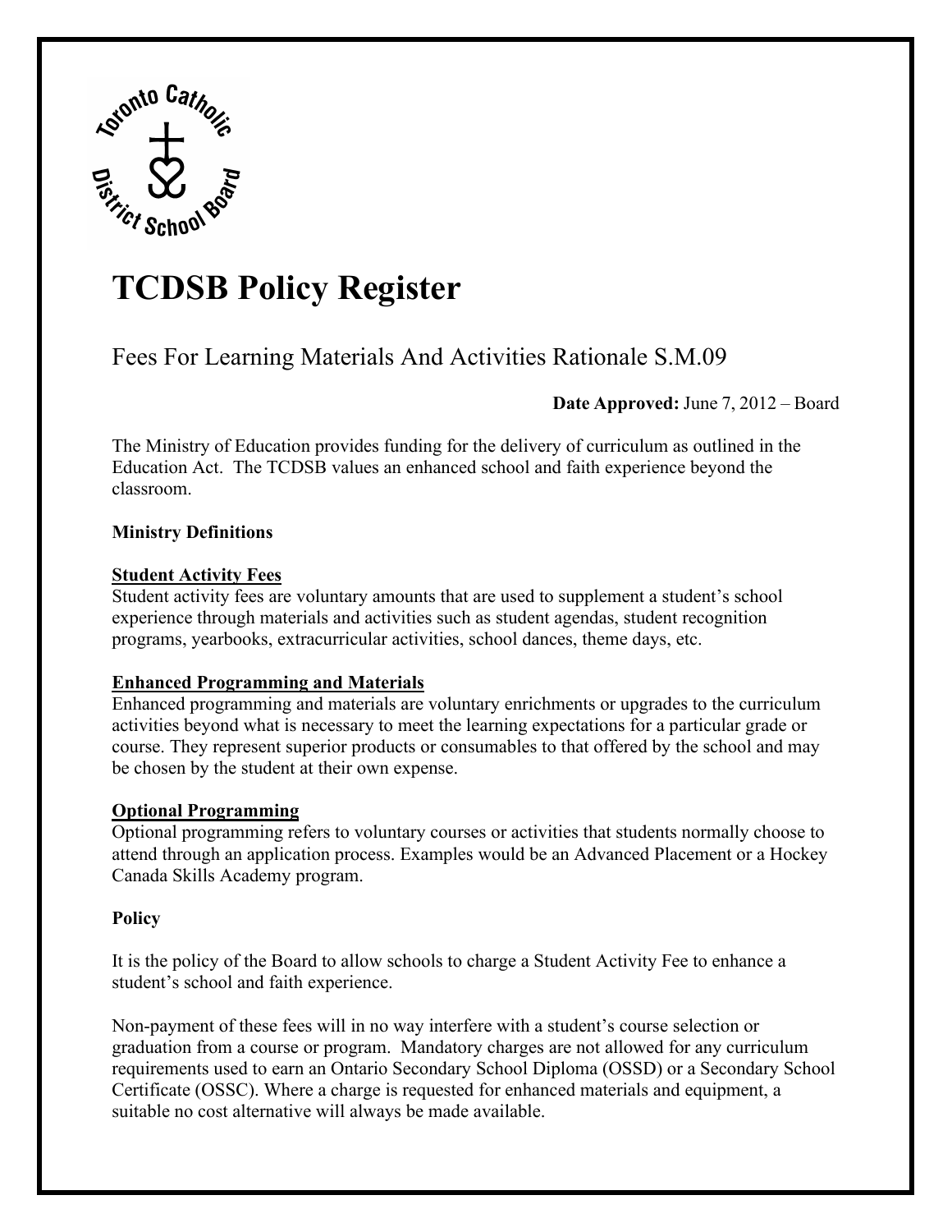# TCDSB Policy Register

## Fees For Learning Materials And Activities Rationale S.M.09

**Date Approved:** June 7, 2012 – Board

The Ministry of Education provides funding for the delivery of curriculum as outlined in the Education Act. The TCDSB values an enhanced school and faith experience beyond the classroom.

**Ministry Definitions**

**Student Activity Fees**

Student activity fees are voluntary amounts that are used to supplement a student's school experience through materials and activities such as student agendas, student recognition programs, yearbooks, extracurricular activities, school dances, theme days, etc.

**Enhanced Programming and Materials**

Enhanced programming and materials are voluntary enrichments or upgrades to the curriculum activities beyond what is necessary to meet the learning expectations for a particular grade or course. They represent superior products or consumables to that offered by the school and may be chosen by the student at their own expense.

**Optional Programming**

Optional programming refers to voluntary courses or activities that students normally choose to attend through an application process. Examples would be an Advanced Placement or a Hockey Canada Skills Academy program.

**Policy**

It is the policy of the Board to allow schools to charge a Student Activity Fee to enhance a student's school and faith experience.

Non-payment of these fees will in no way interfere with a student's course selection or graduation from a course or program. Mandatory charges are not allowed for any curriculum requirements used to earn an Ontario Secondary School Diploma (OSSD) or a Secondary School Certificate (OSSC). Where a charge is requested for enhanced materials and equipment, a suitable no cost alternative will always be made available.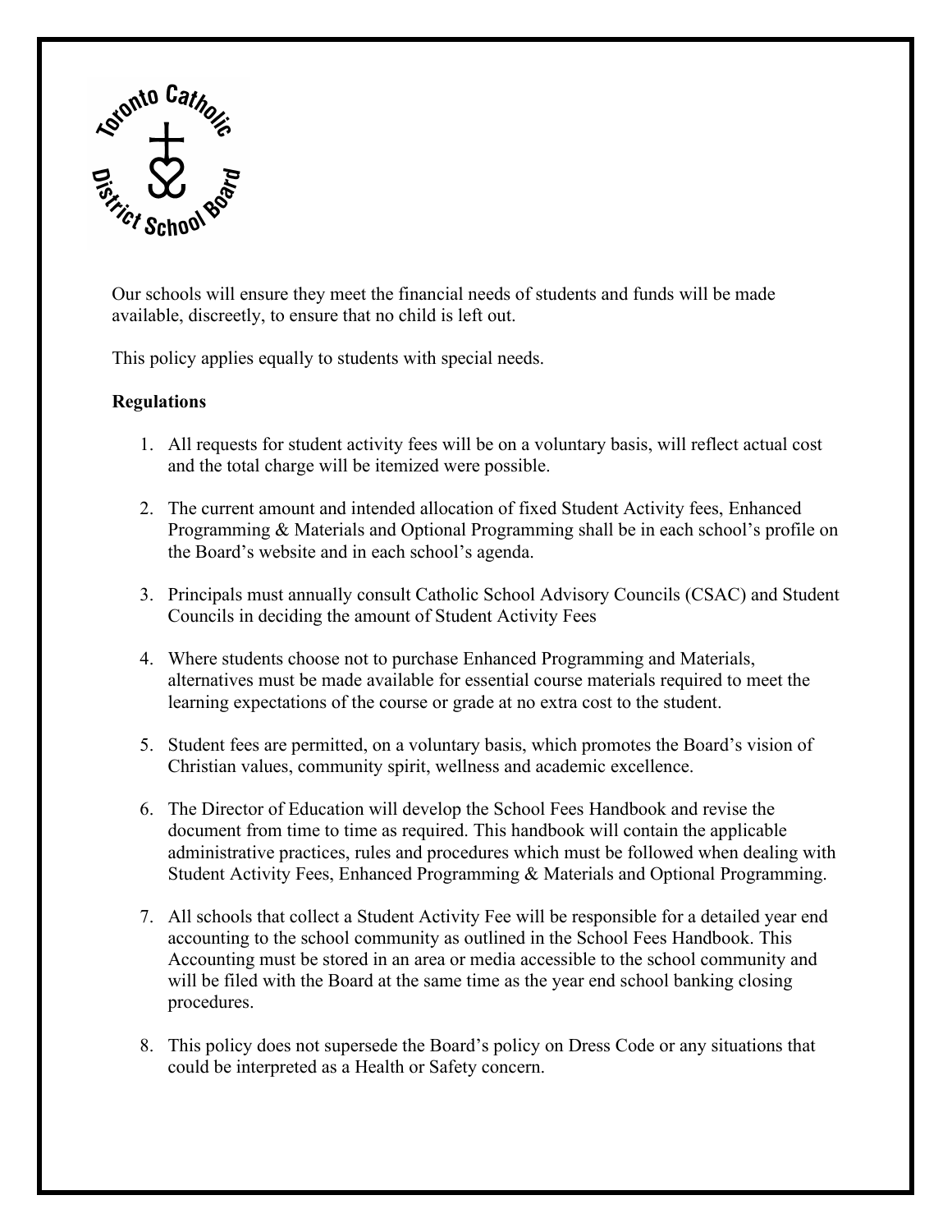Our schools will ensure they meet the financial needs of students and funds will be made available, discreetly, to ensure that no child is left out.

This policy applies equally to students with special needs.

**Regulations**

1. All requests for student activity fees will be on a voluntary basis, will reflect actual cost and the total charge will be itemized were possible.

2. The current amount and intended allocation of fixed Student Activity fees, Enhanced Programming & Materials and Optional Programming shall be in each school's profile on the Board's website and in each school's agenda.

3. Principals must annually consult Catholic School Advisory Councils (CSAC) and Student Councils in deciding the amount of Student Activity Fees

4. Where students choose not to purchase Enhanced Programming and Materials, alternatives must be made available for essential course materials required to meet the learning expectations of the course or grade at no extra cost to the student.

5. Student fees are permitted, on a voluntary basis, which promotes the Board's vision of Christian values, community spirit, wellness and academic excellence.

6. The Director of Education will develop the School Fees Handbook and revise the document from time to time as required. This handbook will contain the applicable administrative practices, rules and procedures which must be followed when dealing with Student Activity Fees, Enhanced Programming & Materials and Optional Programming.

7. All schools that collect a Student Activity Fee will be responsible for a detailed year end accounting to the school community as outlined in the School Fees Handbook. This Accounting must be stored in an area or media accessible to the school community and will be filed with the Board at the same time as the year end school banking closing procedures.

8. This policy does not supersede the Board's policy on Dress Code or any situations that could be interpreted as a Health or Safety concern.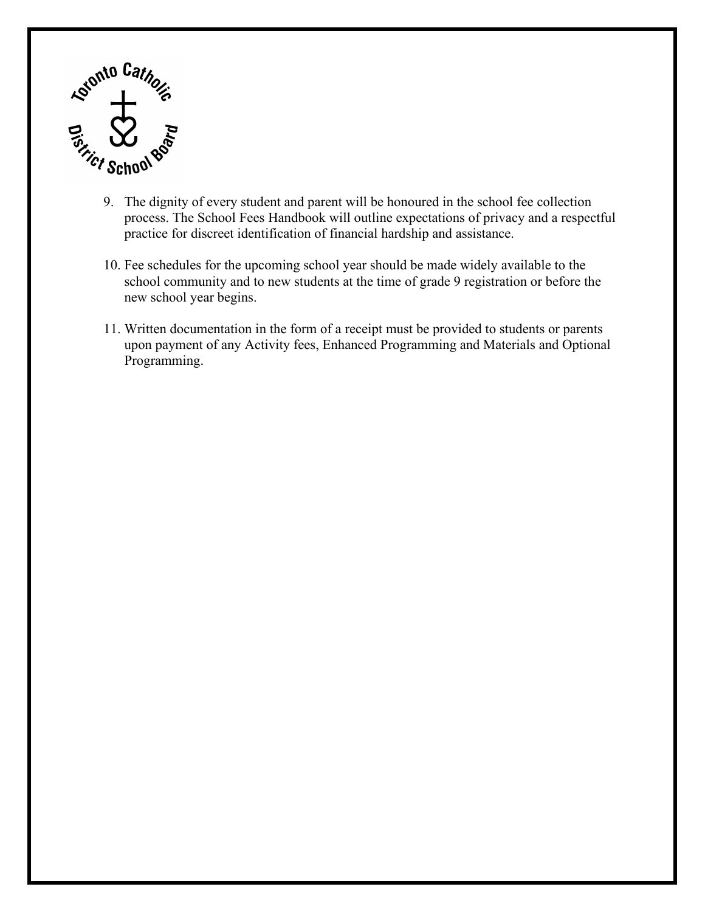9. The dignity of every student and parent will be honoured in the school fee collection process. The School Fees Handbook will outline expectations of privacy and a respectful practice for discreet identification of financial hardship and assistance.

10. Fee schedules for the upcoming school year should be made widely available to the school community and to new students at the time of grade 9 registration or before the new school year begins.

11. Written documentation in the form of a receipt must be provided to students or parents upon payment of any Activity fees, Enhanced Programming and Materials and Optional Programming.